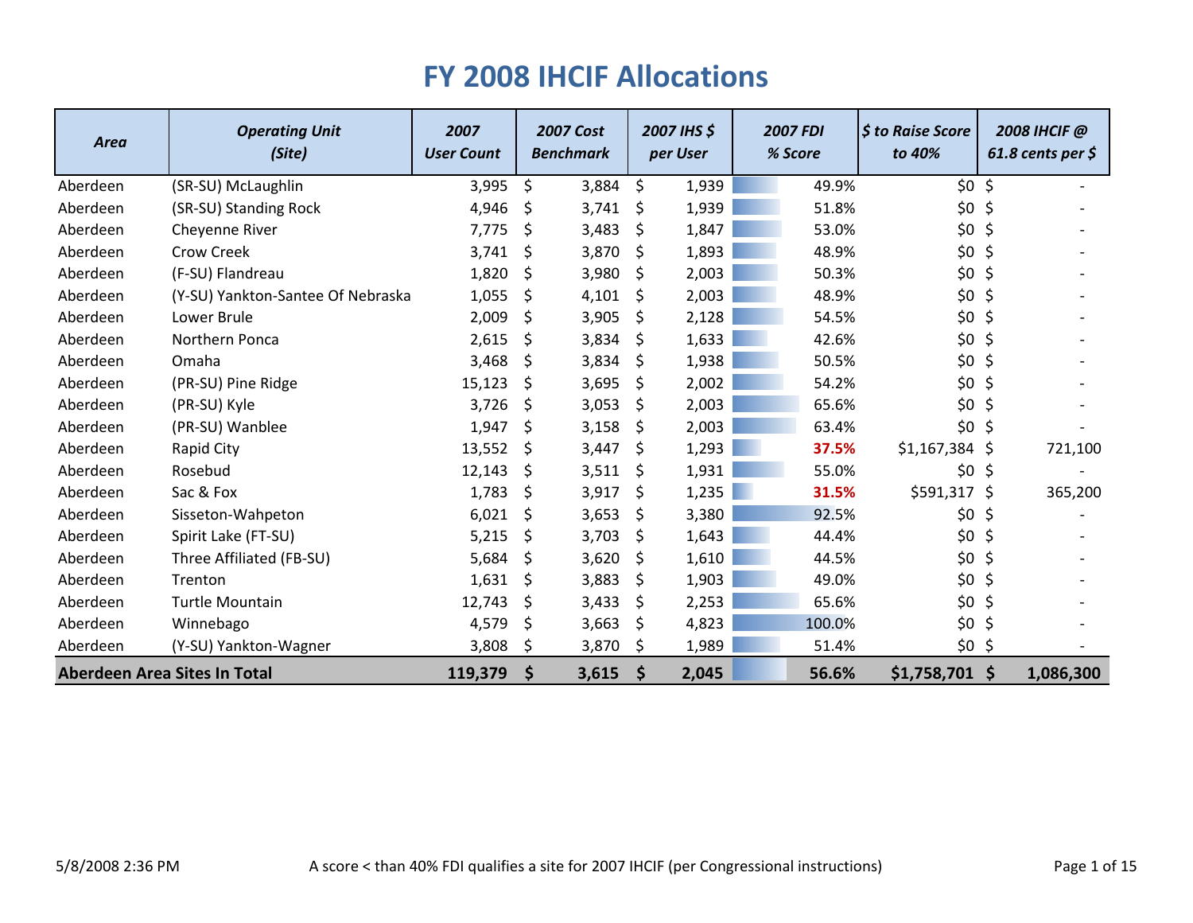# FY 2008 IHCIF Allocations

| *Area* | *Operating Unit (Site)* | *2007 User Count* | *2007 Cost Benchmark* | *2007 IHS $ per User* | *2007 FDI % Score* | *$ to Raise Score to 40%* | *2008 IHCIF @ 61.8 cents per $* |
|---|---|---|---|---|---|---|---|
| Aberdeen | (SR-SU) McLaughlin | 3,995 | $ 3,884 | $ 1,939 | 49.9% | $0 | $ - |
| Aberdeen | (SR-SU) Standing Rock | 4,946 | $ 3,741 | $ 1,939 | 51.8% | $0 | $ - |
| Aberdeen | Cheyenne River | 7,775 | $ 3,483 | $ 1,847 | 53.0% | $0 | $ - |
| Aberdeen | Crow Creek | 3,741 | $ 3,870 | $ 1,893 | 48.9% | $0 | $ - |
| Aberdeen | (F-SU) Flandreau | 1,820 | $ 3,980 | $ 2,003 | 50.3% | $0 | $ - |
| Aberdeen | (Y-SU) Yankton-Santee Of Nebraska | 1,055 | $ 4,101 | $ 2,003 | 48.9% | $0 | $ - |
| Aberdeen | Lower Brule | 2,009 | $ 3,905 | $ 2,128 | 54.5% | $0 | $ - |
| Aberdeen | Northern Ponca | 2,615 | $ 3,834 | $ 1,633 | 42.6% | $0 | $ - |
| Aberdeen | Omaha | 3,468 | $ 3,834 | $ 1,938 | 50.5% | $0 | $ - |
| Aberdeen | (PR-SU) Pine Ridge | 15,123 | $ 3,695 | $ 2,002 | 54.2% | $0 | $ - |
| Aberdeen | (PR-SU) Kyle | 3,726 | $ 3,053 | $ 2,003 | 65.6% | $0 | $ - |
| Aberdeen | (PR-SU) Wanblee | 1,947 | $ 3,158 | $ 2,003 | 63.4% | $0 | $ - |
| Aberdeen | Rapid City | 13,552 | $ 3,447 | $ 1,293 | 37.5% | $1,167,384 | $ 721,100 |
| Aberdeen | Rosebud | 12,143 | $ 3,511 | $ 1,931 | 55.0% | $0 | $ - |
| Aberdeen | Sac & Fox | 1,783 | $ 3,917 | $ 1,235 | 31.5% | $591,317 | $ 365,200 |
| Aberdeen | Sisseton-Wahpeton | 6,021 | $ 3,653 | $ 3,380 | 92.5% | $0 | $ - |
| Aberdeen | Spirit Lake (FT-SU) | 5,215 | $ 3,703 | $ 1,643 | 44.4% | $0 | $ - |
| Aberdeen | Three Affiliated (FB-SU) | 5,684 | $ 3,620 | $ 1,610 | 44.5% | $0 | $ - |
| Aberdeen | Trenton | 1,631 | $ 3,883 | $ 1,903 | 49.0% | $0 | $ - |
| Aberdeen | Turtle Mountain | 12,743 | $ 3,433 | $ 2,253 | 65.6% | $0 | $ - |
| Aberdeen | Winnebago | 4,579 | $ 3,663 | $ 4,823 | 100.0% | $0 | $ - |
| Aberdeen | (Y-SU) Yankton-Wagner | 3,808 | $ 3,870 | $ 1,989 | 51.4% | $0 | $ - |
| **Aberdeen Area Sites In Total** | | **119,379** | **$ 3,615** | **$ 2,045** | **56.6%** | **$1,758,701** | **$ 1,086,300** |

5/8/2008 2:36 PM — A score < than 40% FDI qualifies a site for 2007 IHCIF (per Congressional instructions)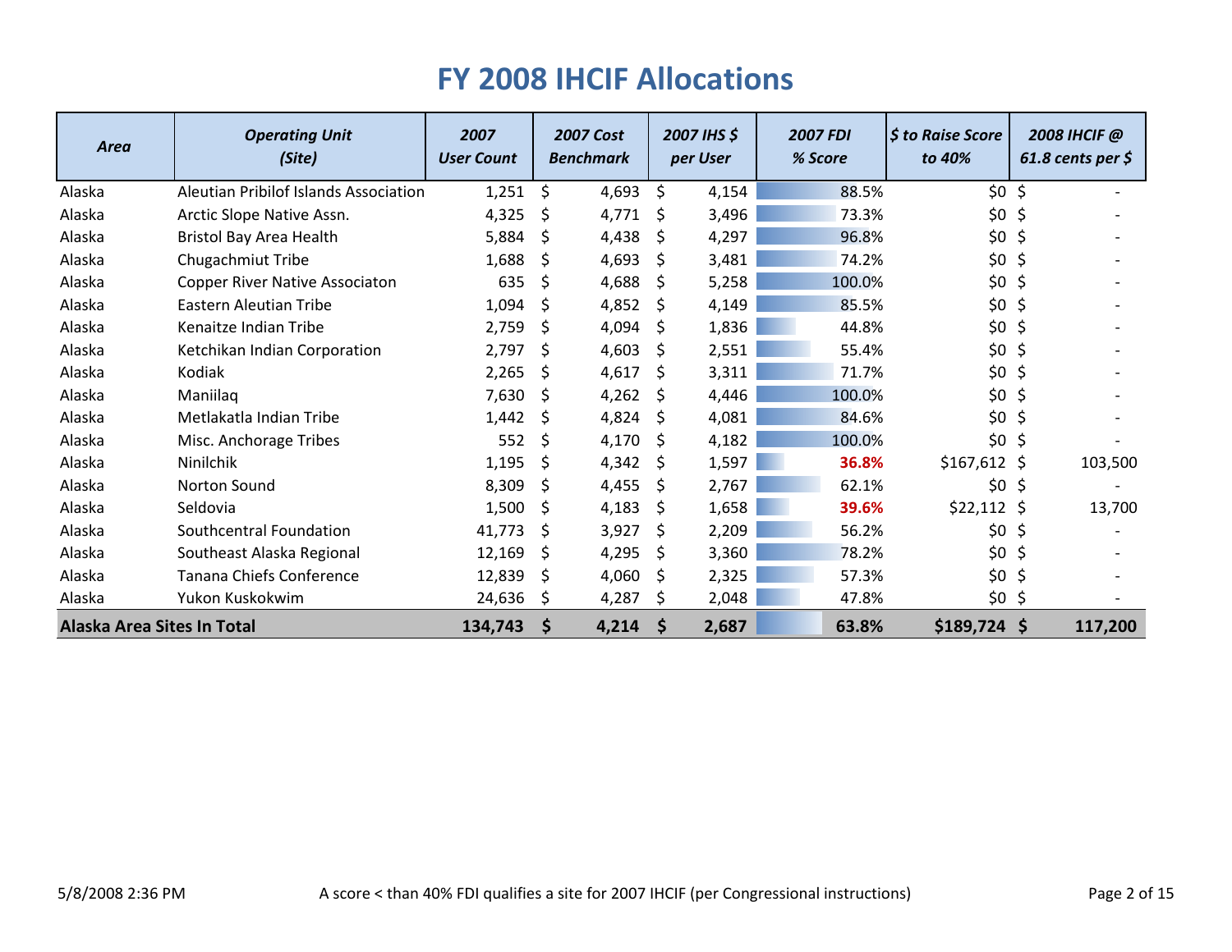# FY 2008 IHCIF Allocations

| *Area* | *Operating Unit (Site)* | *2007 User Count* | *2007 Cost Benchmark* | *2007 IHS $ per User* | *2007 FDI % Score* | *$ to Raise Score to 40%* | *2008 IHCIF @ 61.8 cents per $* |
|---|---|---|---|---|---|---|---|
| Alaska | Aleutian Pribilof Islands Association | 1,251 | $ 4,693 | $ 4,154 | 88.5% | $0 | $ - |
| Alaska | Arctic Slope Native Assn. | 4,325 | $ 4,771 | $ 3,496 | 73.3% | $0 | $ - |
| Alaska | Bristol Bay Area Health | 5,884 | $ 4,438 | $ 4,297 | 96.8% | $0 | $ - |
| Alaska | Chugachmiut Tribe | 1,688 | $ 4,693 | $ 3,481 | 74.2% | $0 | $ - |
| Alaska | Copper River Native Associaton | 635 | $ 4,688 | $ 5,258 | 100.0% | $0 | $ - |
| Alaska | Eastern Aleutian Tribe | 1,094 | $ 4,852 | $ 4,149 | 85.5% | $0 | $ - |
| Alaska | Kenaitze Indian Tribe | 2,759 | $ 4,094 | $ 1,836 | 44.8% | $0 | $ - |
| Alaska | Ketchikan Indian Corporation | 2,797 | $ 4,603 | $ 2,551 | 55.4% | $0 | $ - |
| Alaska | Kodiak | 2,265 | $ 4,617 | $ 3,311 | 71.7% | $0 | $ - |
| Alaska | Maniilaq | 7,630 | $ 4,262 | $ 4,446 | 100.0% | $0 | $ - |
| Alaska | Metlakatla Indian Tribe | 1,442 | $ 4,824 | $ 4,081 | 84.6% | $0 | $ - |
| Alaska | Misc. Anchorage Tribes | 552 | $ 4,170 | $ 4,182 | 100.0% | $0 | $ - |
| Alaska | Ninilchik | 1,195 | $ 4,342 | $ 1,597 | **36.8%** | $167,612 | $ 103,500 |
| Alaska | Norton Sound | 8,309 | $ 4,455 | $ 2,767 | 62.1% | $0 | $ - |
| Alaska | Seldovia | 1,500 | $ 4,183 | $ 1,658 | **39.6%** | $22,112 | $ 13,700 |
| Alaska | Southcentral Foundation | 41,773 | $ 3,927 | $ 2,209 | 56.2% | $0 | $ - |
| Alaska | Southeast Alaska Regional | 12,169 | $ 4,295 | $ 3,360 | 78.2% | $0 | $ - |
| Alaska | Tanana Chiefs Conference | 12,839 | $ 4,060 | $ 2,325 | 57.3% | $0 | $ - |
| Alaska | Yukon Kuskokwim | 24,636 | $ 4,287 | $ 2,048 | 47.8% | $0 | $ - |
| **Alaska Area Sites In Total** | | **134,743** | **$ 4,214** | **$ 2,687** | **63.8%** | **$189,724** | **$ 117,200** |

5/8/2008 2:36 PM

A score < than 40% FDI qualifies a site for 2007 IHCIF (per Congressional instructions)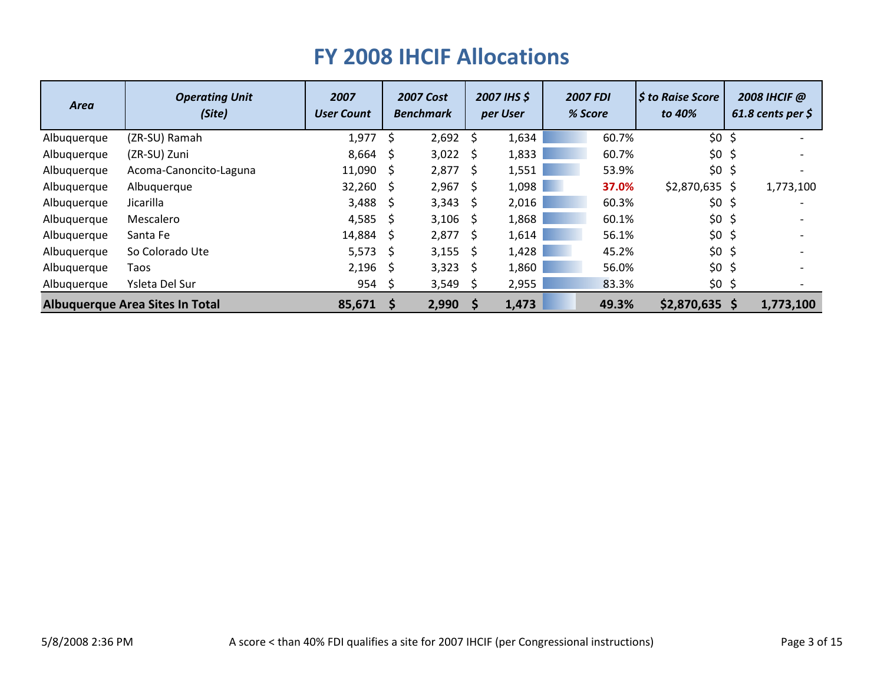# FY 2008 IHCIF Allocations

| *Area* | *Operating Unit (Site)* | *2007 User Count* | *2007 Cost Benchmark* | *2007 IHS $ per User* | *2007 FDI % Score* | *$ to Raise Score to 40%* | *2008 IHCIF @ 61.8 cents per $* |
|---|---|---|---|---|---|---|---|
| Albuquerque | (ZR-SU) Ramah | 1,977 | $ 2,692 | $ 1,634 | 60.7% | $0 | $ - |
| Albuquerque | (ZR-SU) Zuni | 8,664 | $ 3,022 | $ 1,833 | 60.7% | $0 | $ - |
| Albuquerque | Acoma-Canoncito-Laguna | 11,090 | $ 2,877 | $ 1,551 | 53.9% | $0 | $ - |
| Albuquerque | Albuquerque | 32,260 | $ 2,967 | $ 1,098 | **37.0%** | $2,870,635 | $ 1,773,100 |
| Albuquerque | Jicarilla | 3,488 | $ 3,343 | $ 2,016 | 60.3% | $0 | $ - |
| Albuquerque | Mescalero | 4,585 | $ 3,106 | $ 1,868 | 60.1% | $0 | $ - |
| Albuquerque | Santa Fe | 14,884 | $ 2,877 | $ 1,614 | 56.1% | $0 | $ - |
| Albuquerque | So Colorado Ute | 5,573 | $ 3,155 | $ 1,428 | 45.2% | $0 | $ - |
| Albuquerque | Taos | 2,196 | $ 3,323 | $ 1,860 | 56.0% | $0 | $ - |
| Albuquerque | Ysleta Del Sur | 954 | $ 3,549 | $ 2,955 | 83.3% | $0 | $ - |
| **Albuquerque Area Sites In Total** | | **85,671** | **$ 2,990** | **$ 1,473** | **49.3%** | **$2,870,635** | **$ 1,773,100** |

5/8/2008 2:36 PM

A score < than 40% FDI qualifies a site for 2007 IHCIF (per Congressional instructions)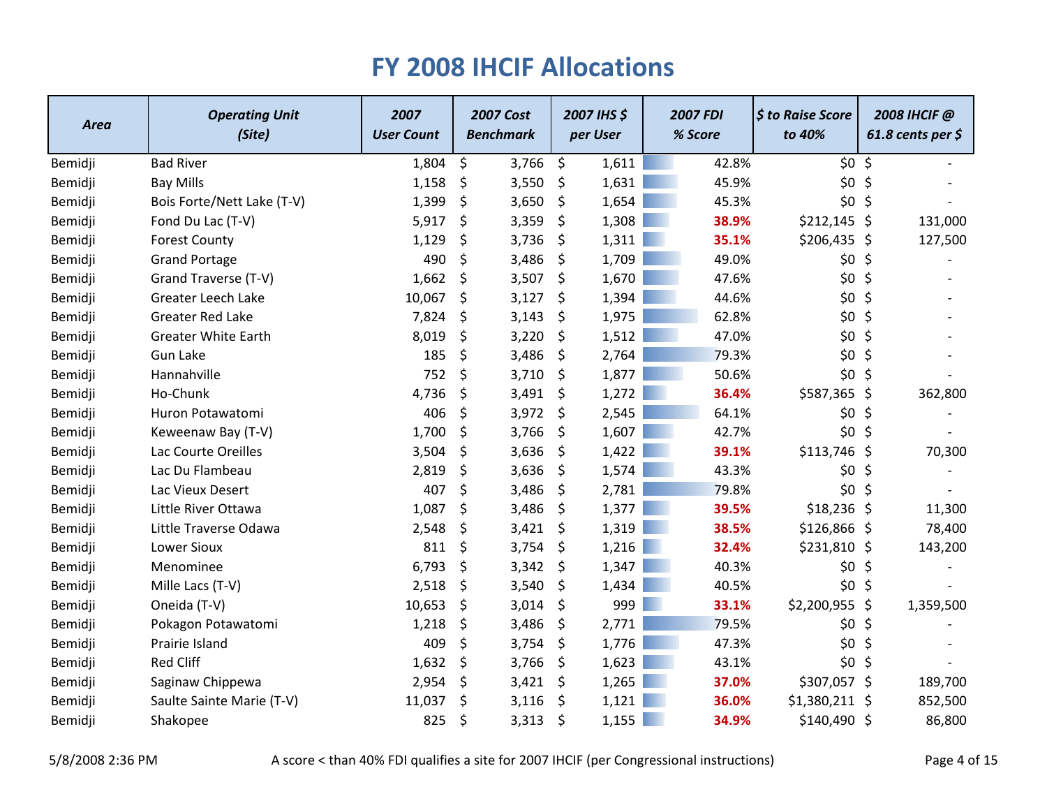# FY 2008 IHCIF Allocations

| Area | Operating Unit (Site) | 2007 User Count | 2007 Cost Benchmark | 2007 IHS $ per User | 2007 FDI % Score | $ to Raise Score to 40% | 2008 IHCIF @ 61.8 cents per $ |
|---|---|---|---|---|---|---|---|
| Bemidji | Bad River | 1,804 | $ 3,766 | $ 1,611 | 42.8% | $0 | $ - |
| Bemidji | Bay Mills | 1,158 | $ 3,550 | $ 1,631 | 45.9% | $0 | $ - |
| Bemidji | Bois Forte/Nett Lake (T-V) | 1,399 | $ 3,650 | $ 1,654 | 45.3% | $0 | $ - |
| Bemidji | Fond Du Lac (T-V) | 5,917 | $ 3,359 | $ 1,308 | **38.9%** | $212,145 | $ 131,000 |
| Bemidji | Forest County | 1,129 | $ 3,736 | $ 1,311 | **35.1%** | $206,435 | $ 127,500 |
| Bemidji | Grand Portage | 490 | $ 3,486 | $ 1,709 | 49.0% | $0 | $ - |
| Bemidji | Grand Traverse (T-V) | 1,662 | $ 3,507 | $ 1,670 | 47.6% | $0 | $ - |
| Bemidji | Greater Leech Lake | 10,067 | $ 3,127 | $ 1,394 | 44.6% | $0 | $ - |
| Bemidji | Greater Red Lake | 7,824 | $ 3,143 | $ 1,975 | 62.8% | $0 | $ - |
| Bemidji | Greater White Earth | 8,019 | $ 3,220 | $ 1,512 | 47.0% | $0 | $ - |
| Bemidji | Gun Lake | 185 | $ 3,486 | $ 2,764 | 79.3% | $0 | $ - |
| Bemidji | Hannahville | 752 | $ 3,710 | $ 1,877 | 50.6% | $0 | $ - |
| Bemidji | Ho-Chunk | 4,736 | $ 3,491 | $ 1,272 | **36.4%** | $587,365 | $ 362,800 |
| Bemidji | Huron Potawatomi | 406 | $ 3,972 | $ 2,545 | 64.1% | $0 | $ - |
| Bemidji | Keweenaw Bay (T-V) | 1,700 | $ 3,766 | $ 1,607 | 42.7% | $0 | $ - |
| Bemidji | Lac Courte Oreilles | 3,504 | $ 3,636 | $ 1,422 | **39.1%** | $113,746 | $ 70,300 |
| Bemidji | Lac Du Flambeau | 2,819 | $ 3,636 | $ 1,574 | 43.3% | $0 | $ - |
| Bemidji | Lac Vieux Desert | 407 | $ 3,486 | $ 2,781 | 79.8% | $0 | $ - |
| Bemidji | Little River Ottawa | 1,087 | $ 3,486 | $ 1,377 | **39.5%** | $18,236 | $ 11,300 |
| Bemidji | Little Traverse Odawa | 2,548 | $ 3,421 | $ 1,319 | **38.5%** | $126,866 | $ 78,400 |
| Bemidji | Lower Sioux | 811 | $ 3,754 | $ 1,216 | **32.4%** | $231,810 | $ 143,200 |
| Bemidji | Menominee | 6,793 | $ 3,342 | $ 1,347 | 40.3% | $0 | $ - |
| Bemidji | Mille Lacs (T-V) | 2,518 | $ 3,540 | $ 1,434 | 40.5% | $0 | $ - |
| Bemidji | Oneida (T-V) | 10,653 | $ 3,014 | $ 999 | **33.1%** | $2,200,955 | $ 1,359,500 |
| Bemidji | Pokagon Potawatomi | 1,218 | $ 3,486 | $ 2,771 | 79.5% | $0 | $ - |
| Bemidji | Prairie Island | 409 | $ 3,754 | $ 1,776 | 47.3% | $0 | $ - |
| Bemidji | Red Cliff | 1,632 | $ 3,766 | $ 1,623 | 43.1% | $0 | $ - |
| Bemidji | Saginaw Chippewa | 2,954 | $ 3,421 | $ 1,265 | **37.0%** | $307,057 | $ 189,700 |
| Bemidji | Saulte Sainte Marie (T-V) | 11,037 | $ 3,116 | $ 1,121 | **36.0%** | $1,380,211 | $ 852,500 |
| Bemidji | Shakopee | 825 | $ 3,313 | $ 1,155 | **34.9%** | $140,490 | $ 86,800 |

5/8/2008 2:36 PM

A score < than 40% FDI qualifies a site for 2007 IHCIF (per Congressional instructions)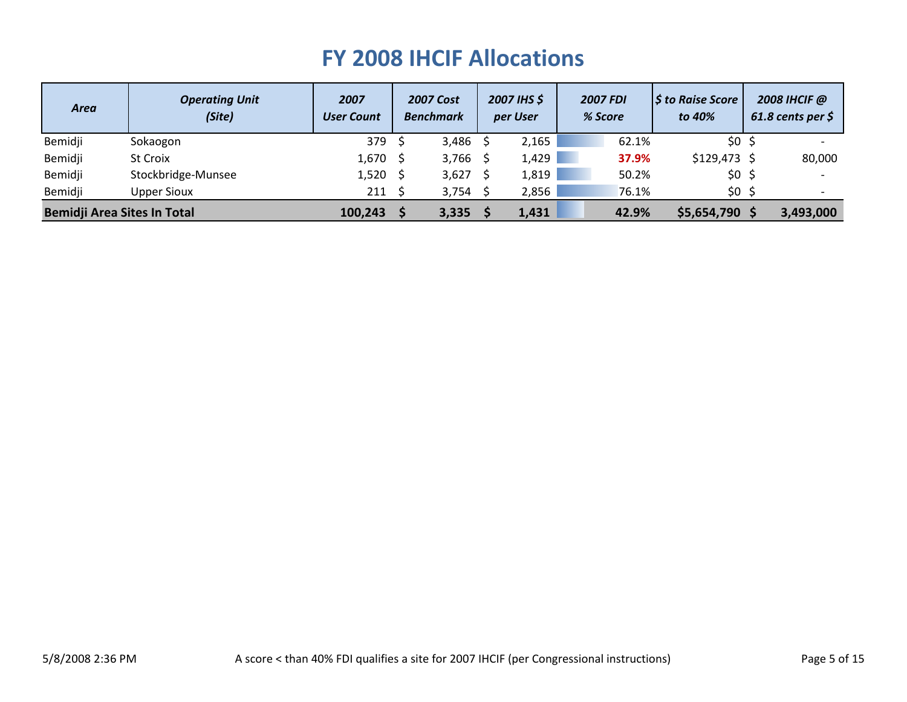# FY 2008 IHCIF Allocations

| *Area* | *Operating Unit (Site)* | *2007 User Count* | *2007 Cost Benchmark* | *2007 IHS $ per User* | *2007 FDI % Score* | *$ to Raise Score to 40%* | *2008 IHCIF @ 61.8 cents per $* |
|---|---|---|---|---|---|---|---|
| Bemidji | Sokaogon | 379 | $ 3,486 | $ 2,165 | 62.1% | $0 | $ - |
| Bemidji | St Croix | 1,670 | $ 3,766 | $ 1,429 | **37.9%** | $129,473 | $ 80,000 |
| Bemidji | Stockbridge-Munsee | 1,520 | $ 3,627 | $ 1,819 | 50.2% | $0 | $ - |
| Bemidji | Upper Sioux | 211 | $ 3,754 | $ 2,856 | 76.1% | $0 | $ - |
| **Bemidji Area Sites In Total** | | **100,243** | **$ 3,335** | **$ 1,431** | **42.9%** | **$5,654,790** | **$ 3,493,000** |

A score < than 40% FDI qualifies a site for 2007 IHCIF (per Congressional instructions)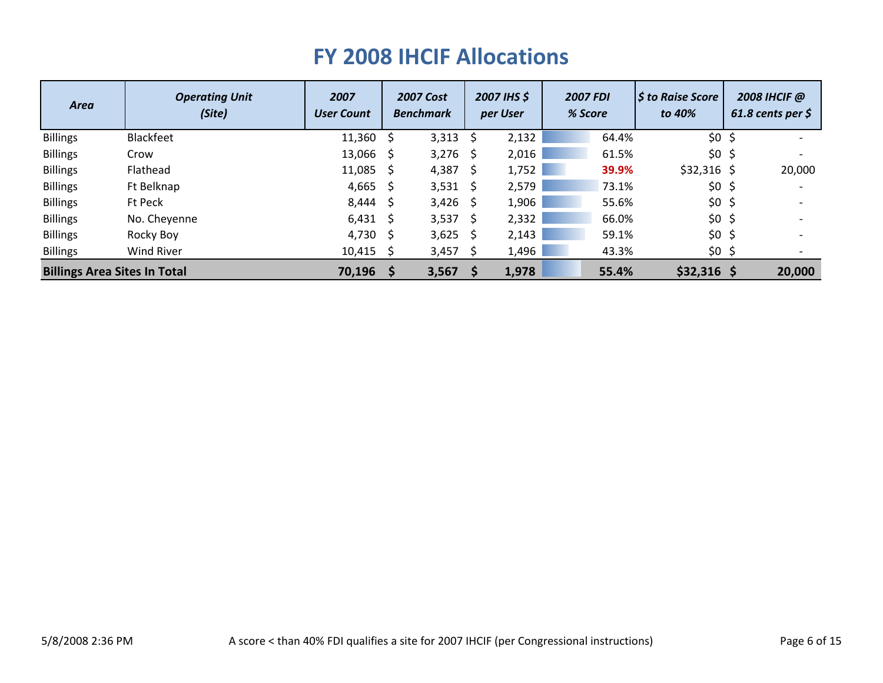# FY 2008 IHCIF Allocations

| *Area* | *Operating Unit (Site)* | *2007 User Count* | *2007 Cost Benchmark* | *2007 IHS $ per User* | *2007 FDI % Score* | *$ to Raise Score to 40%* | *2008 IHCIF @ 61.8 cents per $* |
|---|---|---|---|---|---|---|---|
| Billings | Blackfeet | 11,360 | $ 3,313 | $ 2,132 | 64.4% | $0 | $ - |
| Billings | Crow | 13,066 | $ 3,276 | $ 2,016 | 61.5% | $0 | $ - |
| Billings | Flathead | 11,085 | $ 4,387 | $ 1,752 | **39.9%** | $32,316 | $ 20,000 |
| Billings | Ft Belknap | 4,665 | $ 3,531 | $ 2,579 | 73.1% | $0 | $ - |
| Billings | Ft Peck | 8,444 | $ 3,426 | $ 1,906 | 55.6% | $0 | $ - |
| Billings | No. Cheyenne | 6,431 | $ 3,537 | $ 2,332 | 66.0% | $0 | $ - |
| Billings | Rocky Boy | 4,730 | $ 3,625 | $ 2,143 | 59.1% | $0 | $ - |
| Billings | Wind River | 10,415 | $ 3,457 | $ 1,496 | 43.3% | $0 | $ - |
| **Billings Area Sites In Total** | | **70,196** | **$ 3,567** | **$ 1,978** | **55.4%** | **$32,316** | **$ 20,000** |

5/8/2008 2:36 PM

A score < than 40% FDI qualifies a site for 2007 IHCIF (per Congressional instructions)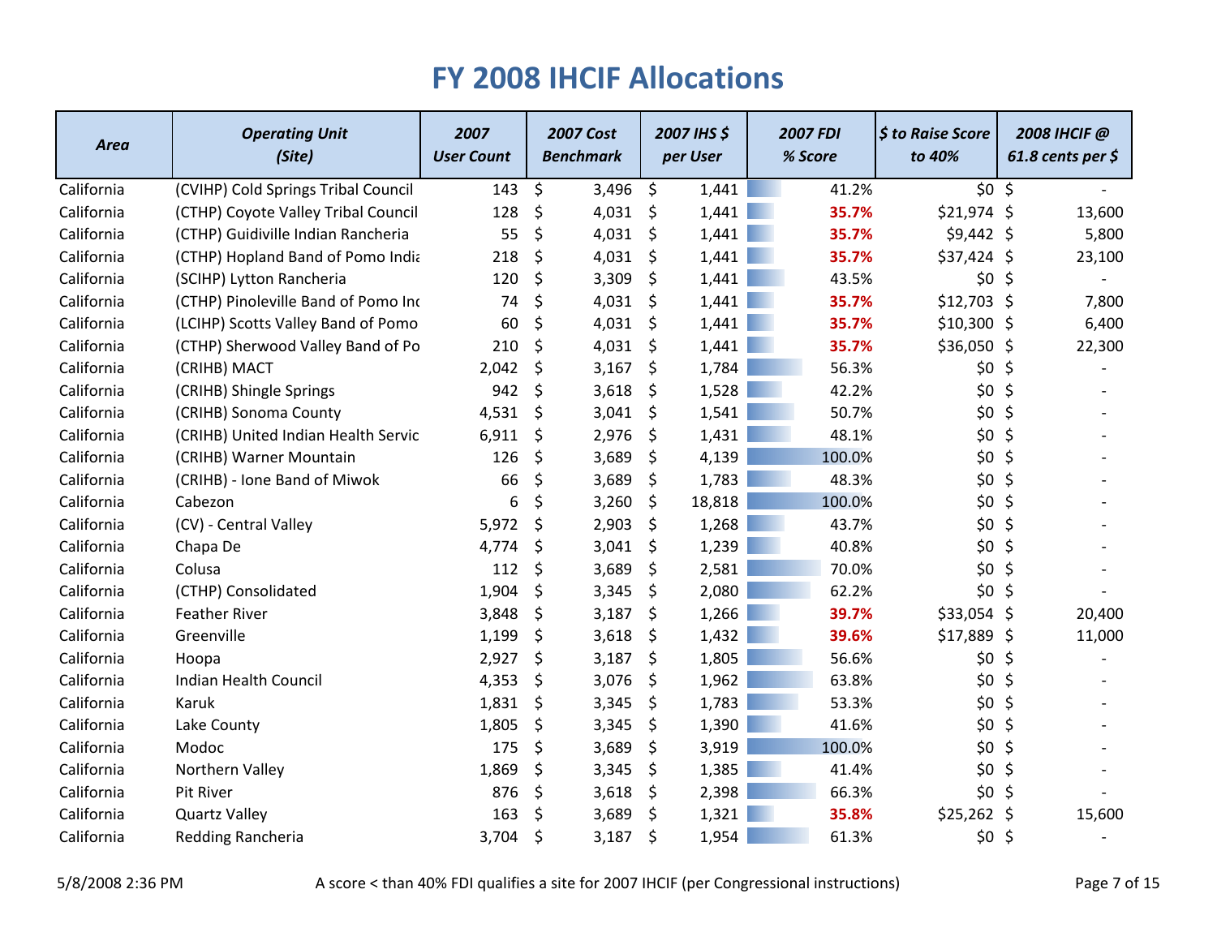# FY 2008 IHCIF Allocations

| Area | Operating Unit (Site) | 2007 User Count | 2007 Cost Benchmark | 2007 IHS $ per User | 2007 FDI % Score | $ to Raise Score to 40% | 2008 IHCIF @ 61.8 cents per $ |
|---|---|---|---|---|---|---|---|
| California | (CVIHP) Cold Springs Tribal Council | 143 | $ 3,496 | $ 1,441 | 41.2% | $0 | $ - |
| California | (CTHP) Coyote Valley Tribal Council | 128 | $ 4,031 | $ 1,441 | **35.7%** | $21,974 | $ 13,600 |
| California | (CTHP) Guidiville Indian Rancheria | 55 | $ 4,031 | $ 1,441 | **35.7%** | $9,442 | $ 5,800 |
| California | (CTHP) Hopland Band of Pomo India | 218 | $ 4,031 | $ 1,441 | **35.7%** | $37,424 | $ 23,100 |
| California | (SCIHP) Lytton Rancheria | 120 | $ 3,309 | $ 1,441 | 43.5% | $0 | $ - |
| California | (CTHP) Pinoleville Band of Pomo Inc | 74 | $ 4,031 | $ 1,441 | **35.7%** | $12,703 | $ 7,800 |
| California | (LCIHP) Scotts Valley Band of Pomo | 60 | $ 4,031 | $ 1,441 | **35.7%** | $10,300 | $ 6,400 |
| California | (CTHP) Sherwood Valley Band of Po | 210 | $ 4,031 | $ 1,441 | **35.7%** | $36,050 | $ 22,300 |
| California | (CRIHB) MACT | 2,042 | $ 3,167 | $ 1,784 | 56.3% | $0 | $ - |
| California | (CRIHB) Shingle Springs | 942 | $ 3,618 | $ 1,528 | 42.2% | $0 | $ - |
| California | (CRIHB) Sonoma County | 4,531 | $ 3,041 | $ 1,541 | 50.7% | $0 | $ - |
| California | (CRIHB) United Indian Health Servic | 6,911 | $ 2,976 | $ 1,431 | 48.1% | $0 | $ - |
| California | (CRIHB) Warner Mountain | 126 | $ 3,689 | $ 4,139 | 100.0% | $0 | $ - |
| California | (CRIHB) - Ione Band of Miwok | 66 | $ 3,689 | $ 1,783 | 48.3% | $0 | $ - |
| California | Cabezon | 6 | $ 3,260 | $ 18,818 | 100.0% | $0 | $ - |
| California | (CV) - Central Valley | 5,972 | $ 2,903 | $ 1,268 | 43.7% | $0 | $ - |
| California | Chapa De | 4,774 | $ 3,041 | $ 1,239 | 40.8% | $0 | $ - |
| California | Colusa | 112 | $ 3,689 | $ 2,581 | 70.0% | $0 | $ - |
| California | (CTHP) Consolidated | 1,904 | $ 3,345 | $ 2,080 | 62.2% | $0 | $ - |
| California | Feather River | 3,848 | $ 3,187 | $ 1,266 | **39.7%** | $33,054 | $ 20,400 |
| California | Greenville | 1,199 | $ 3,618 | $ 1,432 | **39.6%** | $17,889 | $ 11,000 |
| California | Hoopa | 2,927 | $ 3,187 | $ 1,805 | 56.6% | $0 | $ - |
| California | Indian Health Council | 4,353 | $ 3,076 | $ 1,962 | 63.8% | $0 | $ - |
| California | Karuk | 1,831 | $ 3,345 | $ 1,783 | 53.3% | $0 | $ - |
| California | Lake County | 1,805 | $ 3,345 | $ 1,390 | 41.6% | $0 | $ - |
| California | Modoc | 175 | $ 3,689 | $ 3,919 | 100.0% | $0 | $ - |
| California | Northern Valley | 1,869 | $ 3,345 | $ 1,385 | 41.4% | $0 | $ - |
| California | Pit River | 876 | $ 3,618 | $ 2,398 | 66.3% | $0 | $ - |
| California | Quartz Valley | 163 | $ 3,689 | $ 1,321 | **35.8%** | $25,262 | $ 15,600 |
| California | Redding Rancheria | 3,704 | $ 3,187 | $ 1,954 | 61.3% | $0 | $ - |

5/8/2008 2:36 PM

A score < than 40% FDI qualifies a site for 2007 IHCIF (per Congressional instructions)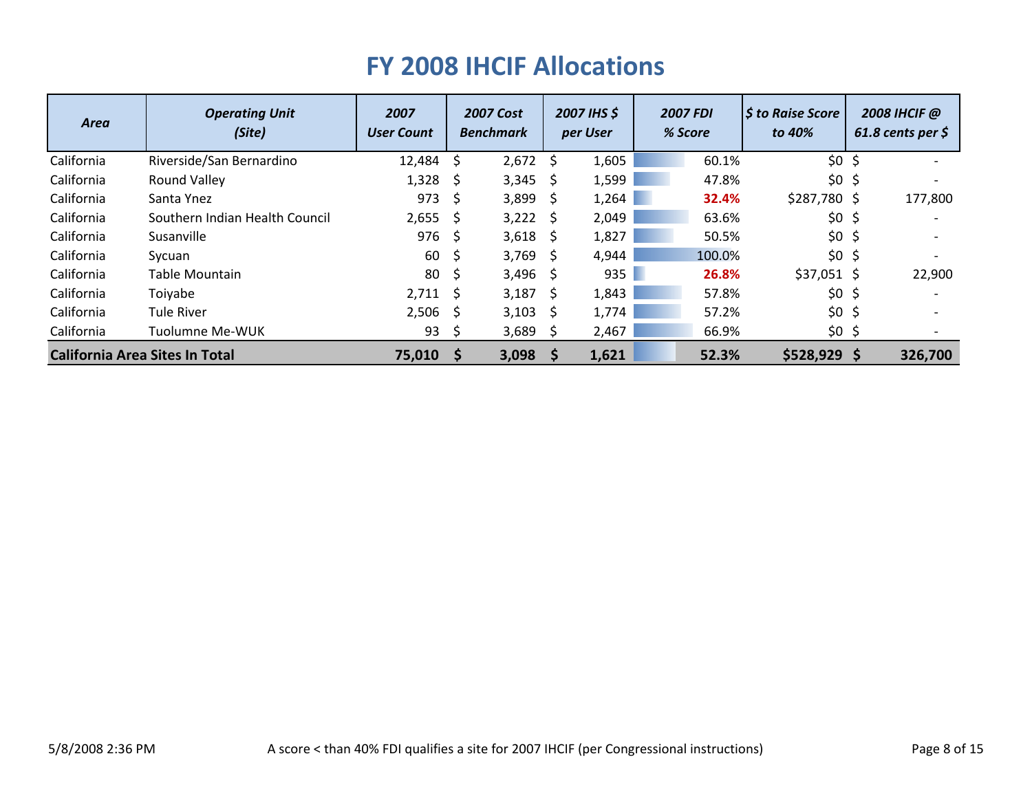# FY 2008 IHCIF Allocations

| *Area* | *Operating Unit (Site)* | *2007 User Count* | *2007 Cost Benchmark* | *2007 IHS $ per User* | *2007 FDI % Score* | *$ to Raise Score to 40%* | *2008 IHCIF @ 61.8 cents per $* |
|---|---|---|---|---|---|---|---|
| California | Riverside/San Bernardino | 12,484 | $ 2,672 | $ 1,605 | 60.1% | $0 | $ - |
| California | Round Valley | 1,328 | $ 3,345 | $ 1,599 | 47.8% | $0 | $ - |
| California | Santa Ynez | 973 | $ 3,899 | $ 1,264 | **32.4%** | $287,780 | $ 177,800 |
| California | Southern Indian Health Council | 2,655 | $ 3,222 | $ 2,049 | 63.6% | $0 | $ - |
| California | Susanville | 976 | $ 3,618 | $ 1,827 | 50.5% | $0 | $ - |
| California | Sycuan | 60 | $ 3,769 | $ 4,944 | 100.0% | $0 | $ - |
| California | Table Mountain | 80 | $ 3,496 | $ 935 | **26.8%** | $37,051 | $ 22,900 |
| California | Toiyabe | 2,711 | $ 3,187 | $ 1,843 | 57.8% | $0 | $ - |
| California | Tule River | 2,506 | $ 3,103 | $ 1,774 | 57.2% | $0 | $ - |
| California | Tuolumne Me-WUK | 93 | $ 3,689 | $ 2,467 | 66.9% | $0 | $ - |
| **California Area Sites In Total** | | **75,010** | **$ 3,098** | **$ 1,621** | **52.3%** | **$528,929** | **$ 326,700** |

5/8/2008 2:36 PM

A score < than 40% FDI qualifies a site for 2007 IHCIF (per Congressional instructions)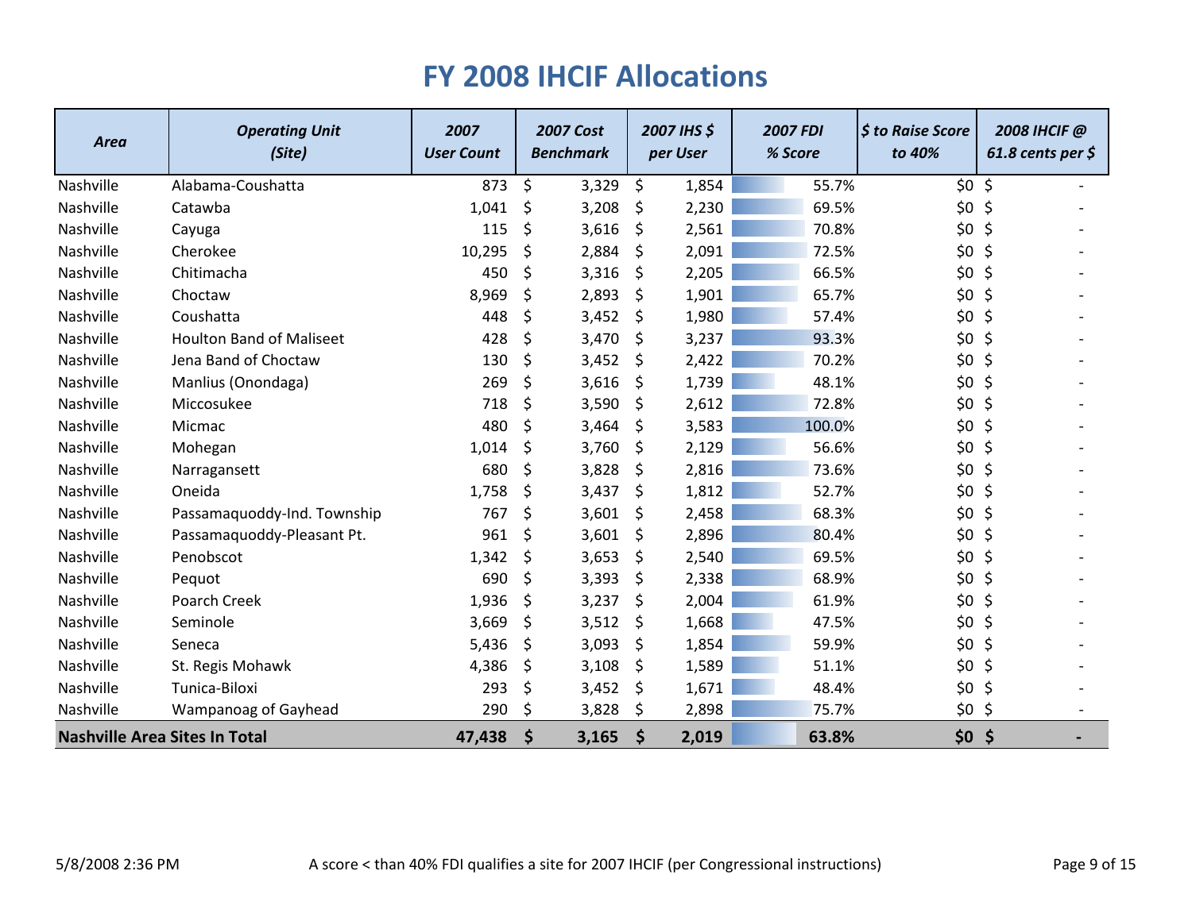# FY 2008 IHCIF Allocations

| Area | Operating Unit (Site) | 2007 User Count | 2007 Cost Benchmark | 2007 IHS $ per User | 2007 FDI % Score | $ to Raise Score to 40% | 2008 IHCIF @ 61.8 cents per $ |
|---|---|---|---|---|---|---|---|
| Nashville | Alabama-Coushatta | 873 | $ 3,329 | $ 1,854 | 55.7% | $0 | $ - |
| Nashville | Catawba | 1,041 | $ 3,208 | $ 2,230 | 69.5% | $0 | $ - |
| Nashville | Cayuga | 115 | $ 3,616 | $ 2,561 | 70.8% | $0 | $ - |
| Nashville | Cherokee | 10,295 | $ 2,884 | $ 2,091 | 72.5% | $0 | $ - |
| Nashville | Chitimacha | 450 | $ 3,316 | $ 2,205 | 66.5% | $0 | $ - |
| Nashville | Choctaw | 8,969 | $ 2,893 | $ 1,901 | 65.7% | $0 | $ - |
| Nashville | Coushatta | 448 | $ 3,452 | $ 1,980 | 57.4% | $0 | $ - |
| Nashville | Houlton Band of Maliseet | 428 | $ 3,470 | $ 3,237 | 93.3% | $0 | $ - |
| Nashville | Jena Band of Choctaw | 130 | $ 3,452 | $ 2,422 | 70.2% | $0 | $ - |
| Nashville | Manlius (Onondaga) | 269 | $ 3,616 | $ 1,739 | 48.1% | $0 | $ - |
| Nashville | Miccosukee | 718 | $ 3,590 | $ 2,612 | 72.8% | $0 | $ - |
| Nashville | Micmac | 480 | $ 3,464 | $ 3,583 | 100.0% | $0 | $ - |
| Nashville | Mohegan | 1,014 | $ 3,760 | $ 2,129 | 56.6% | $0 | $ - |
| Nashville | Narragansett | 680 | $ 3,828 | $ 2,816 | 73.6% | $0 | $ - |
| Nashville | Oneida | 1,758 | $ 3,437 | $ 1,812 | 52.7% | $0 | $ - |
| Nashville | Passamaquoddy-Ind. Township | 767 | $ 3,601 | $ 2,458 | 68.3% | $0 | $ - |
| Nashville | Passamaquoddy-Pleasant Pt. | 961 | $ 3,601 | $ 2,896 | 80.4% | $0 | $ - |
| Nashville | Penobscot | 1,342 | $ 3,653 | $ 2,540 | 69.5% | $0 | $ - |
| Nashville | Pequot | 690 | $ 3,393 | $ 2,338 | 68.9% | $0 | $ - |
| Nashville | Poarch Creek | 1,936 | $ 3,237 | $ 2,004 | 61.9% | $0 | $ - |
| Nashville | Seminole | 3,669 | $ 3,512 | $ 1,668 | 47.5% | $0 | $ - |
| Nashville | Seneca | 5,436 | $ 3,093 | $ 1,854 | 59.9% | $0 | $ - |
| Nashville | St. Regis Mohawk | 4,386 | $ 3,108 | $ 1,589 | 51.1% | $0 | $ - |
| Nashville | Tunica-Biloxi | 293 | $ 3,452 | $ 1,671 | 48.4% | $0 | $ - |
| Nashville | Wampanoag of Gayhead | 290 | $ 3,828 | $ 2,898 | 75.7% | $0 | $ - |
| **Nashville Area Sites In Total** | | **47,438** | **$ 3,165** | **$ 2,019** | **63.8%** | **$0** | **$ -** |

5/8/2008 2:36 PM

A score < than 40% FDI qualifies a site for 2007 IHCIF (per Congressional instructions)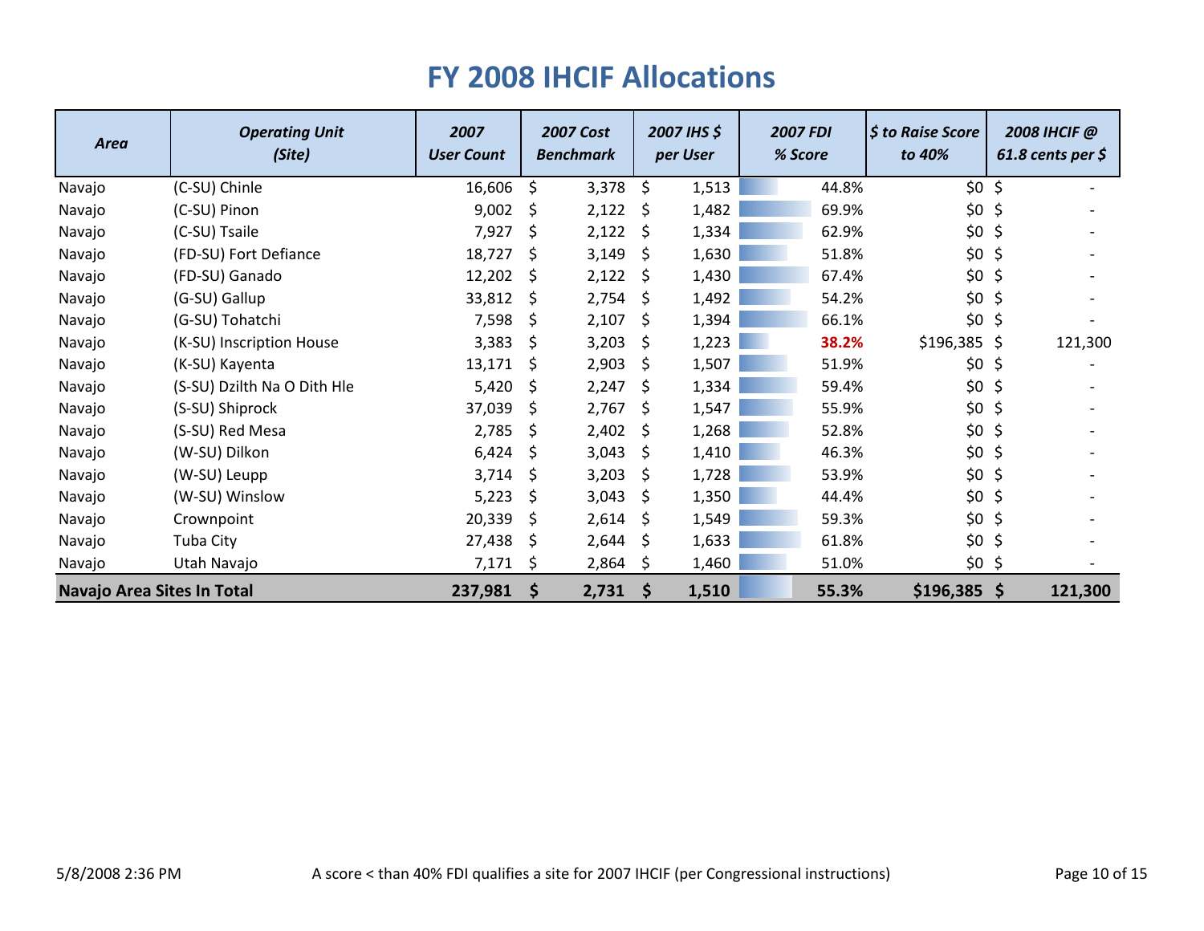# FY 2008 IHCIF Allocations

| Area | Operating Unit (Site) | 2007 User Count | 2007 Cost Benchmark | 2007 IHS $ per User | 2007 FDI % Score | $ to Raise Score to 40% | 2008 IHCIF @ 61.8 cents per $ |
|---|---|---|---|---|---|---|---|
| Navajo | (C-SU) Chinle | 16,606 | $ 3,378 | $ 1,513 | 44.8% | $0 | $ - |
| Navajo | (C-SU) Pinon | 9,002 | $ 2,122 | $ 1,482 | 69.9% | $0 | $ - |
| Navajo | (C-SU) Tsaile | 7,927 | $ 2,122 | $ 1,334 | 62.9% | $0 | $ - |
| Navajo | (FD-SU) Fort Defiance | 18,727 | $ 3,149 | $ 1,630 | 51.8% | $0 | $ - |
| Navajo | (FD-SU) Ganado | 12,202 | $ 2,122 | $ 1,430 | 67.4% | $0 | $ - |
| Navajo | (G-SU) Gallup | 33,812 | $ 2,754 | $ 1,492 | 54.2% | $0 | $ - |
| Navajo | (G-SU) Tohatchi | 7,598 | $ 2,107 | $ 1,394 | 66.1% | $0 | $ - |
| Navajo | (K-SU) Inscription House | 3,383 | $ 3,203 | $ 1,223 | 38.2% | $196,385 | $ 121,300 |
| Navajo | (K-SU) Kayenta | 13,171 | $ 2,903 | $ 1,507 | 51.9% | $0 | $ - |
| Navajo | (S-SU) Dzilth Na O Dith Hle | 5,420 | $ 2,247 | $ 1,334 | 59.4% | $0 | $ - |
| Navajo | (S-SU) Shiprock | 37,039 | $ 2,767 | $ 1,547 | 55.9% | $0 | $ - |
| Navajo | (S-SU) Red Mesa | 2,785 | $ 2,402 | $ 1,268 | 52.8% | $0 | $ - |
| Navajo | (W-SU) Dilkon | 6,424 | $ 3,043 | $ 1,410 | 46.3% | $0 | $ - |
| Navajo | (W-SU) Leupp | 3,714 | $ 3,203 | $ 1,728 | 53.9% | $0 | $ - |
| Navajo | (W-SU) Winslow | 5,223 | $ 3,043 | $ 1,350 | 44.4% | $0 | $ - |
| Navajo | Crownpoint | 20,339 | $ 2,614 | $ 1,549 | 59.3% | $0 | $ - |
| Navajo | Tuba City | 27,438 | $ 2,644 | $ 1,633 | 61.8% | $0 | $ - |
| Navajo | Utah Navajo | 7,171 | $ 2,864 | $ 1,460 | 51.0% | $0 | $ - |
| **Navajo Area Sites In Total** | | **237,981** | **$ 2,731** | **$ 1,510** | **55.3%** | **$196,385** | **$ 121,300** |

5/8/2008 2:36 PM

A score < than 40% FDI qualifies a site for 2007 IHCIF (per Congressional instructions)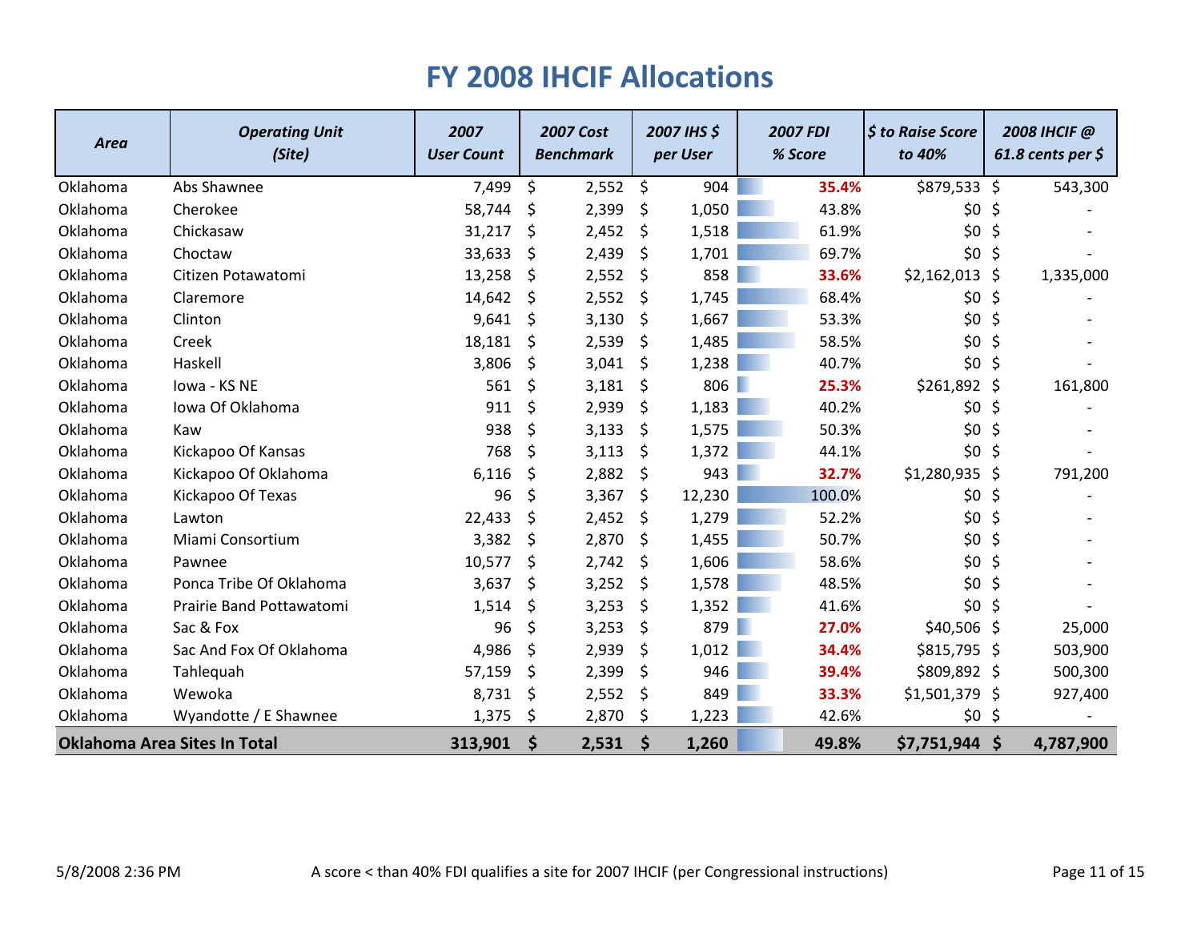# FY 2008 IHCIF Allocations

| Area | Operating Unit (Site) | 2007 User Count | 2007 Cost Benchmark | 2007 IHS $ per User | 2007 FDI % Score | $ to Raise Score to 40% | 2008 IHCIF @ 61.8 cents per $ |
|---|---|---|---|---|---|---|---|
| Oklahoma | Abs Shawnee | 7,499 | $ 2,552 | $ 904 | **35.4%** | $879,533 | $ 543,300 |
| Oklahoma | Cherokee | 58,744 | $ 2,399 | $ 1,050 | 43.8% | $0 | $ - |
| Oklahoma | Chickasaw | 31,217 | $ 2,452 | $ 1,518 | 61.9% | $0 | $ - |
| Oklahoma | Choctaw | 33,633 | $ 2,439 | $ 1,701 | 69.7% | $0 | $ - |
| Oklahoma | Citizen Potawatomi | 13,258 | $ 2,552 | $ 858 | **33.6%** | $2,162,013 | $ 1,335,000 |
| Oklahoma | Claremore | 14,642 | $ 2,552 | $ 1,745 | 68.4% | $0 | $ - |
| Oklahoma | Clinton | 9,641 | $ 3,130 | $ 1,667 | 53.3% | $0 | $ - |
| Oklahoma | Creek | 18,181 | $ 2,539 | $ 1,485 | 58.5% | $0 | $ - |
| Oklahoma | Haskell | 3,806 | $ 3,041 | $ 1,238 | 40.7% | $0 | $ - |
| Oklahoma | Iowa - KS NE | 561 | $ 3,181 | $ 806 | **25.3%** | $261,892 | $ 161,800 |
| Oklahoma | Iowa Of Oklahoma | 911 | $ 2,939 | $ 1,183 | 40.2% | $0 | $ - |
| Oklahoma | Kaw | 938 | $ 3,133 | $ 1,575 | 50.3% | $0 | $ - |
| Oklahoma | Kickapoo Of Kansas | 768 | $ 3,113 | $ 1,372 | 44.1% | $0 | $ - |
| Oklahoma | Kickapoo Of Oklahoma | 6,116 | $ 2,882 | $ 943 | **32.7%** | $1,280,935 | $ 791,200 |
| Oklahoma | Kickapoo Of Texas | 96 | $ 3,367 | $ 12,230 | 100.0% | $0 | $ - |
| Oklahoma | Lawton | 22,433 | $ 2,452 | $ 1,279 | 52.2% | $0 | $ - |
| Oklahoma | Miami Consortium | 3,382 | $ 2,870 | $ 1,455 | 50.7% | $0 | $ - |
| Oklahoma | Pawnee | 10,577 | $ 2,742 | $ 1,606 | 58.6% | $0 | $ - |
| Oklahoma | Ponca Tribe Of Oklahoma | 3,637 | $ 3,252 | $ 1,578 | 48.5% | $0 | $ - |
| Oklahoma | Prairie Band Pottawatomi | 1,514 | $ 3,253 | $ 1,352 | 41.6% | $0 | $ - |
| Oklahoma | Sac & Fox | 96 | $ 3,253 | $ 879 | **27.0%** | $40,506 | $ 25,000 |
| Oklahoma | Sac And Fox Of Oklahoma | 4,986 | $ 2,939 | $ 1,012 | **34.4%** | $815,795 | $ 503,900 |
| Oklahoma | Tahlequah | 57,159 | $ 2,399 | $ 946 | **39.4%** | $809,892 | $ 500,300 |
| Oklahoma | Wewoka | 8,731 | $ 2,552 | $ 849 | **33.3%** | $1,501,379 | $ 927,400 |
| Oklahoma | Wyandotte / E Shawnee | 1,375 | $ 2,870 | $ 1,223 | 42.6% | $0 | $ - |
| **Oklahoma Area Sites In Total** | | **313,901** | **$ 2,531** | **$ 1,260** | **49.8%** | **$7,751,944** | **$ 4,787,900** |

5/8/2008 2:36 PM

A score < than 40% FDI qualifies a site for 2007 IHCIF (per Congressional instructions)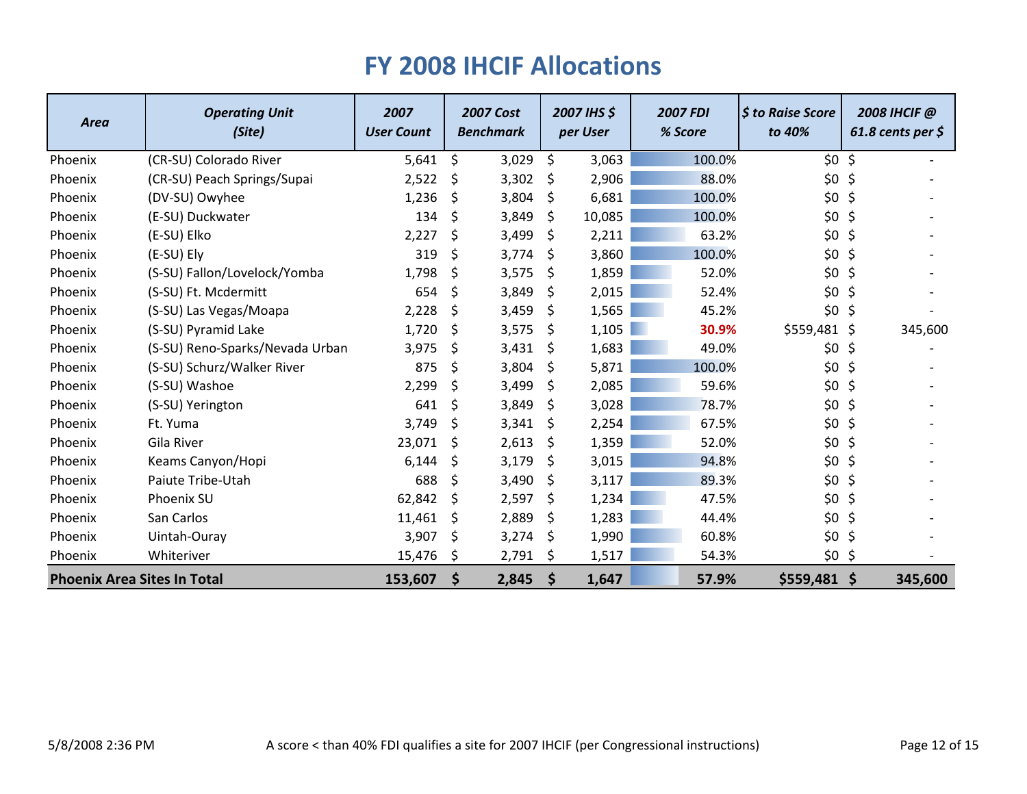# FY 2008 IHCIF Allocations

| Area | Operating Unit (Site) | 2007 User Count | 2007 Cost Benchmark | 2007 IHS $ per User | 2007 FDI % Score | $ to Raise Score to 40% | 2008 IHCIF @ 61.8 cents per $ |
|---|---|---|---|---|---|---|---|
| Phoenix | (CR-SU) Colorado River | 5,641 | $ 3,029 | $ 3,063 | 100.0% | $0 | $ - |
| Phoenix | (CR-SU) Peach Springs/Supai | 2,522 | $ 3,302 | $ 2,906 | 88.0% | $0 | $ - |
| Phoenix | (DV-SU) Owyhee | 1,236 | $ 3,804 | $ 6,681 | 100.0% | $0 | $ - |
| Phoenix | (E-SU) Duckwater | 134 | $ 3,849 | $ 10,085 | 100.0% | $0 | $ - |
| Phoenix | (E-SU) Elko | 2,227 | $ 3,499 | $ 2,211 | 63.2% | $0 | $ - |
| Phoenix | (E-SU) Ely | 319 | $ 3,774 | $ 3,860 | 100.0% | $0 | $ - |
| Phoenix | (S-SU) Fallon/Lovelock/Yomba | 1,798 | $ 3,575 | $ 1,859 | 52.0% | $0 | $ - |
| Phoenix | (S-SU) Ft. Mcdermitt | 654 | $ 3,849 | $ 2,015 | 52.4% | $0 | $ - |
| Phoenix | (S-SU) Las Vegas/Moapa | 2,228 | $ 3,459 | $ 1,565 | 45.2% | $0 | $ - |
| Phoenix | (S-SU) Pyramid Lake | 1,720 | $ 3,575 | $ 1,105 | 30.9% | $559,481 | $ 345,600 |
| Phoenix | (S-SU) Reno-Sparks/Nevada Urban | 3,975 | $ 3,431 | $ 1,683 | 49.0% | $0 | $ - |
| Phoenix | (S-SU) Schurz/Walker River | 875 | $ 3,804 | $ 5,871 | 100.0% | $0 | $ - |
| Phoenix | (S-SU) Washoe | 2,299 | $ 3,499 | $ 2,085 | 59.6% | $0 | $ - |
| Phoenix | (S-SU) Yerington | 641 | $ 3,849 | $ 3,028 | 78.7% | $0 | $ - |
| Phoenix | Ft. Yuma | 3,749 | $ 3,341 | $ 2,254 | 67.5% | $0 | $ - |
| Phoenix | Gila River | 23,071 | $ 2,613 | $ 1,359 | 52.0% | $0 | $ - |
| Phoenix | Keams Canyon/Hopi | 6,144 | $ 3,179 | $ 3,015 | 94.8% | $0 | $ - |
| Phoenix | Paiute Tribe-Utah | 688 | $ 3,490 | $ 3,117 | 89.3% | $0 | $ - |
| Phoenix | Phoenix SU | 62,842 | $ 2,597 | $ 1,234 | 47.5% | $0 | $ - |
| Phoenix | San Carlos | 11,461 | $ 2,889 | $ 1,283 | 44.4% | $0 | $ - |
| Phoenix | Uintah-Ouray | 3,907 | $ 3,274 | $ 1,990 | 60.8% | $0 | $ - |
| Phoenix | Whiteriver | 15,476 | $ 2,791 | $ 1,517 | 54.3% | $0 | $ - |
| **Phoenix Area Sites In Total** | | **153,607** | **$ 2,845** | **$ 1,647** | **57.9%** | **$559,481** | **$ 345,600** |

5/8/2008 2:36 PM

A score < than 40% FDI qualifies a site for 2007 IHCIF (per Congressional instructions)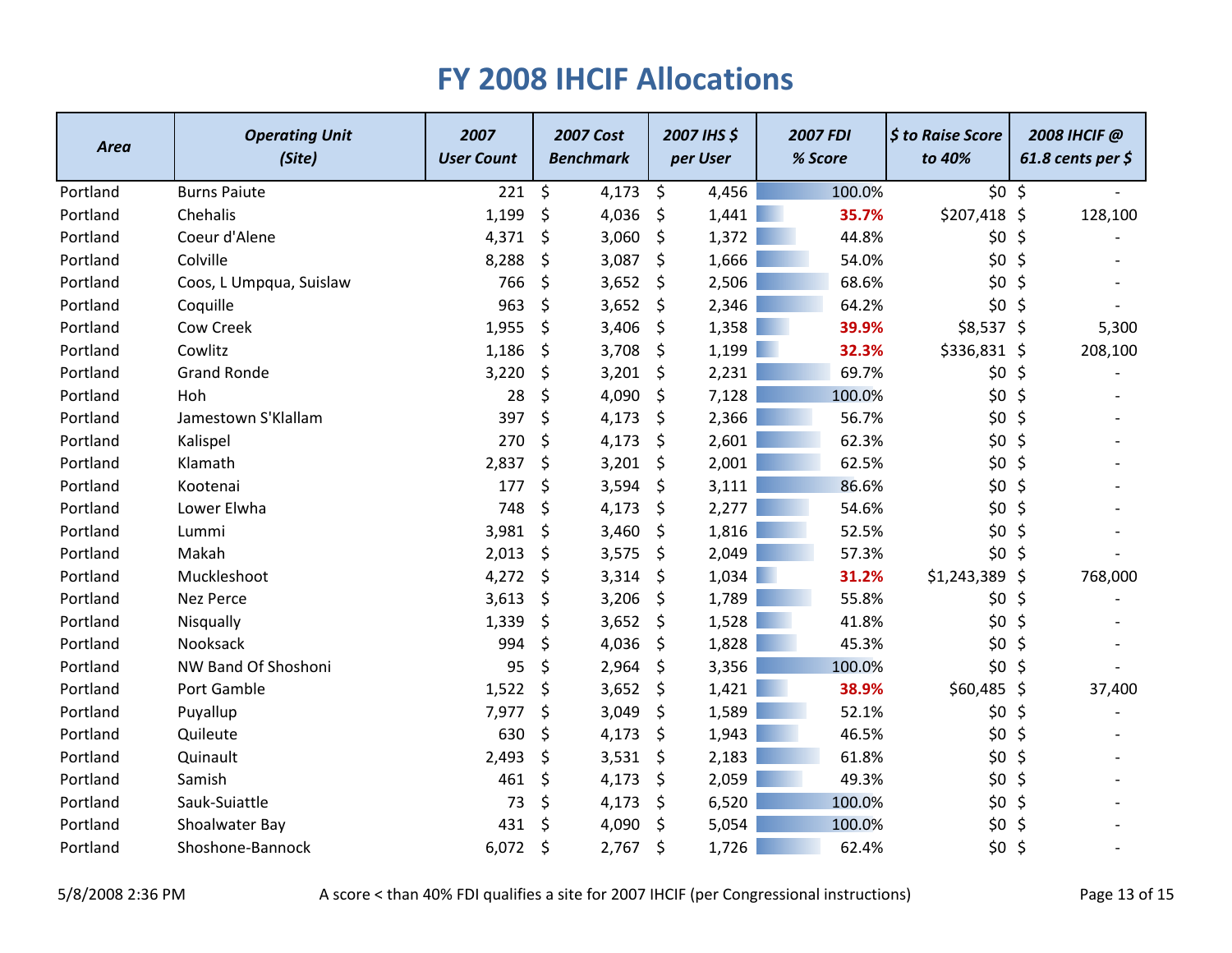# FY 2008 IHCIF Allocations

| *Area* | *Operating Unit (Site)* | *2007 User Count* | *2007 Cost Benchmark* | *2007 IHS $ per User* | *2007 FDI % Score* | *$ to Raise Score to 40%* | *2008 IHCIF @ 61.8 cents per $* |
|---|---|---|---|---|---|---|---|
| Portland | Burns Paiute | 221 | $ 4,173 | $ 4,456 | 100.0% | $0 | $ - |
| Portland | Chehalis | 1,199 | $ 4,036 | $ 1,441 | **35.7%** | $207,418 | $ 128,100 |
| Portland | Coeur d'Alene | 4,371 | $ 3,060 | $ 1,372 | 44.8% | $0 | $ - |
| Portland | Colville | 8,288 | $ 3,087 | $ 1,666 | 54.0% | $0 | $ - |
| Portland | Coos, L Umpqua, Suislaw | 766 | $ 3,652 | $ 2,506 | 68.6% | $0 | $ - |
| Portland | Coquille | 963 | $ 3,652 | $ 2,346 | 64.2% | $0 | $ - |
| Portland | Cow Creek | 1,955 | $ 3,406 | $ 1,358 | **39.9%** | $8,537 | $ 5,300 |
| Portland | Cowlitz | 1,186 | $ 3,708 | $ 1,199 | **32.3%** | $336,831 | $ 208,100 |
| Portland | Grand Ronde | 3,220 | $ 3,201 | $ 2,231 | 69.7% | $0 | $ - |
| Portland | Hoh | 28 | $ 4,090 | $ 7,128 | 100.0% | $0 | $ - |
| Portland | Jamestown S'Klallam | 397 | $ 4,173 | $ 2,366 | 56.7% | $0 | $ - |
| Portland | Kalispel | 270 | $ 4,173 | $ 2,601 | 62.3% | $0 | $ - |
| Portland | Klamath | 2,837 | $ 3,201 | $ 2,001 | 62.5% | $0 | $ - |
| Portland | Kootenai | 177 | $ 3,594 | $ 3,111 | 86.6% | $0 | $ - |
| Portland | Lower Elwha | 748 | $ 4,173 | $ 2,277 | 54.6% | $0 | $ - |
| Portland | Lummi | 3,981 | $ 3,460 | $ 1,816 | 52.5% | $0 | $ - |
| Portland | Makah | 2,013 | $ 3,575 | $ 2,049 | 57.3% | $0 | $ - |
| Portland | Muckleshoot | 4,272 | $ 3,314 | $ 1,034 | **31.2%** | $1,243,389 | $ 768,000 |
| Portland | Nez Perce | 3,613 | $ 3,206 | $ 1,789 | 55.8% | $0 | $ - |
| Portland | Nisqually | 1,339 | $ 3,652 | $ 1,528 | 41.8% | $0 | $ - |
| Portland | Nooksack | 994 | $ 4,036 | $ 1,828 | 45.3% | $0 | $ - |
| Portland | NW Band Of Shoshoni | 95 | $ 2,964 | $ 3,356 | 100.0% | $0 | $ - |
| Portland | Port Gamble | 1,522 | $ 3,652 | $ 1,421 | **38.9%** | $60,485 | $ 37,400 |
| Portland | Puyallup | 7,977 | $ 3,049 | $ 1,589 | 52.1% | $0 | $ - |
| Portland | Quileute | 630 | $ 4,173 | $ 1,943 | 46.5% | $0 | $ - |
| Portland | Quinault | 2,493 | $ 3,531 | $ 2,183 | 61.8% | $0 | $ - |
| Portland | Samish | 461 | $ 4,173 | $ 2,059 | 49.3% | $0 | $ - |
| Portland | Sauk-Suiattle | 73 | $ 4,173 | $ 6,520 | 100.0% | $0 | $ - |
| Portland | Shoalwater Bay | 431 | $ 4,090 | $ 5,054 | 100.0% | $0 | $ - |
| Portland | Shoshone-Bannock | 6,072 | $ 2,767 | $ 1,726 | 62.4% | $0 | $ - |

5/8/2008 2:36 PM

A score < than 40% FDI qualifies a site for 2007 IHCIF (per Congressional instructions)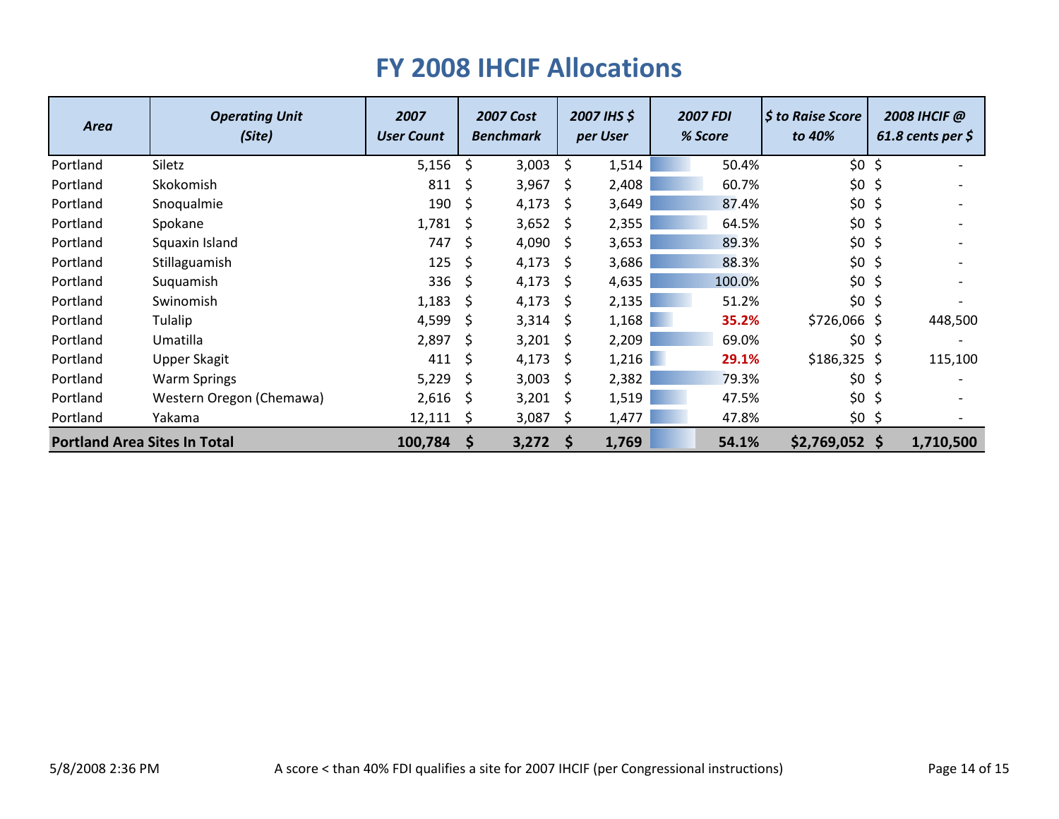# FY 2008 IHCIF Allocations

| *Area* | *Operating Unit (Site)* | *2007 User Count* | *2007 Cost Benchmark* | *2007 IHS $ per User* | *2007 FDI % Score* | *$ to Raise Score to 40%* | *2008 IHCIF @ 61.8 cents per $* |
|---|---|---|---|---|---|---|---|
| Portland | Siletz | 5,156 | $ 3,003 | $ 1,514 | 50.4% | $0 | $ - |
| Portland | Skokomish | 811 | $ 3,967 | $ 2,408 | 60.7% | $0 | $ - |
| Portland | Snoqualmie | 190 | $ 4,173 | $ 3,649 | 87.4% | $0 | $ - |
| Portland | Spokane | 1,781 | $ 3,652 | $ 2,355 | 64.5% | $0 | $ - |
| Portland | Squaxin Island | 747 | $ 4,090 | $ 3,653 | 89.3% | $0 | $ - |
| Portland | Stillaguamish | 125 | $ 4,173 | $ 3,686 | 88.3% | $0 | $ - |
| Portland | Suquamish | 336 | $ 4,173 | $ 4,635 | 100.0% | $0 | $ - |
| Portland | Swinomish | 1,183 | $ 4,173 | $ 2,135 | 51.2% | $0 | $ - |
| Portland | Tulalip | 4,599 | $ 3,314 | $ 1,168 | **35.2%** | $726,066 | $ 448,500 |
| Portland | Umatilla | 2,897 | $ 3,201 | $ 2,209 | 69.0% | $0 | $ - |
| Portland | Upper Skagit | 411 | $ 4,173 | $ 1,216 | **29.1%** | $186,325 | $ 115,100 |
| Portland | Warm Springs | 5,229 | $ 3,003 | $ 2,382 | 79.3% | $0 | $ - |
| Portland | Western Oregon (Chemawa) | 2,616 | $ 3,201 | $ 1,519 | 47.5% | $0 | $ - |
| Portland | Yakama | 12,111 | $ 3,087 | $ 1,477 | 47.8% | $0 | $ - |
| **Portland Area Sites In Total** | | **100,784** | **$ 3,272** | **$ 1,769** | **54.1%** | **$2,769,052** | **$ 1,710,500** |

5/8/2008 2:36 PM

A score < than 40% FDI qualifies a site for 2007 IHCIF (per Congressional instructions)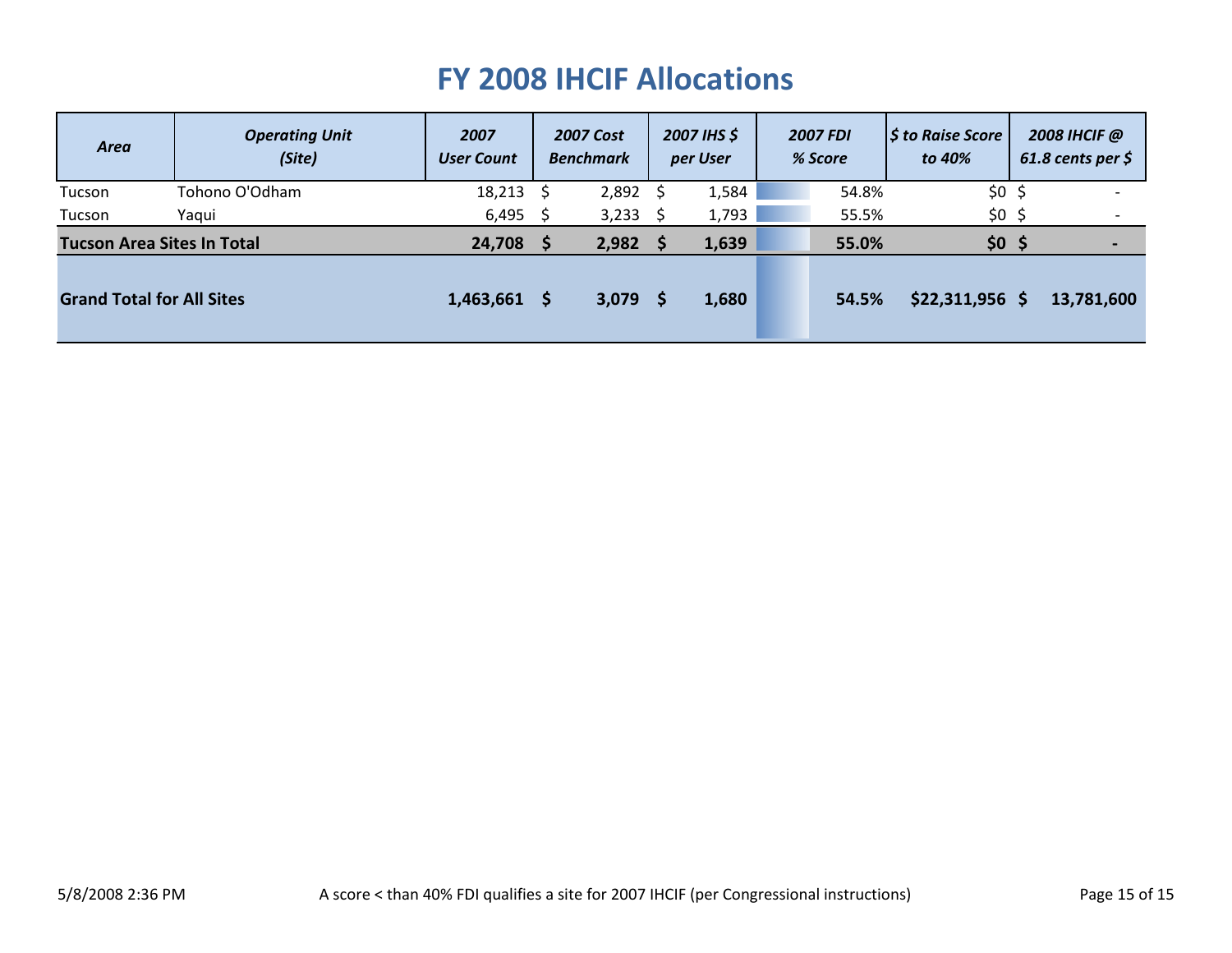# FY 2008 IHCIF Allocations

| *Area* | *Operating Unit (Site)* | *2007 User Count* | *2007 Cost Benchmark* | *2007 IHS $ per User* | *2007 FDI % Score* | *$ to Raise Score to 40%* | *2008 IHCIF @ 61.8 cents per $* |
|---|---|---|---|---|---|---|---|
| Tucson | Tohono O'Odham | 18,213 | $ 2,892 | $ 1,584 | 54.8% | $0 | $ - |
| Tucson | Yaqui | 6,495 | $ 3,233 | $ 1,793 | 55.5% | $0 | $ - |
| **Tucson Area Sites In Total** | | **24,708** | **$ 2,982** | **$ 1,639** | **55.0%** | **$0** | **$ -** |
| **Grand Total for All Sites** | | **1,463,661** | **$ 3,079** | **$ 1,680** | **54.5%** | **$22,311,956** | **$ 13,781,600** |

5/8/2008 2:36 PM

A score < than 40% FDI qualifies a site for 2007 IHCIF (per Congressional instructions)